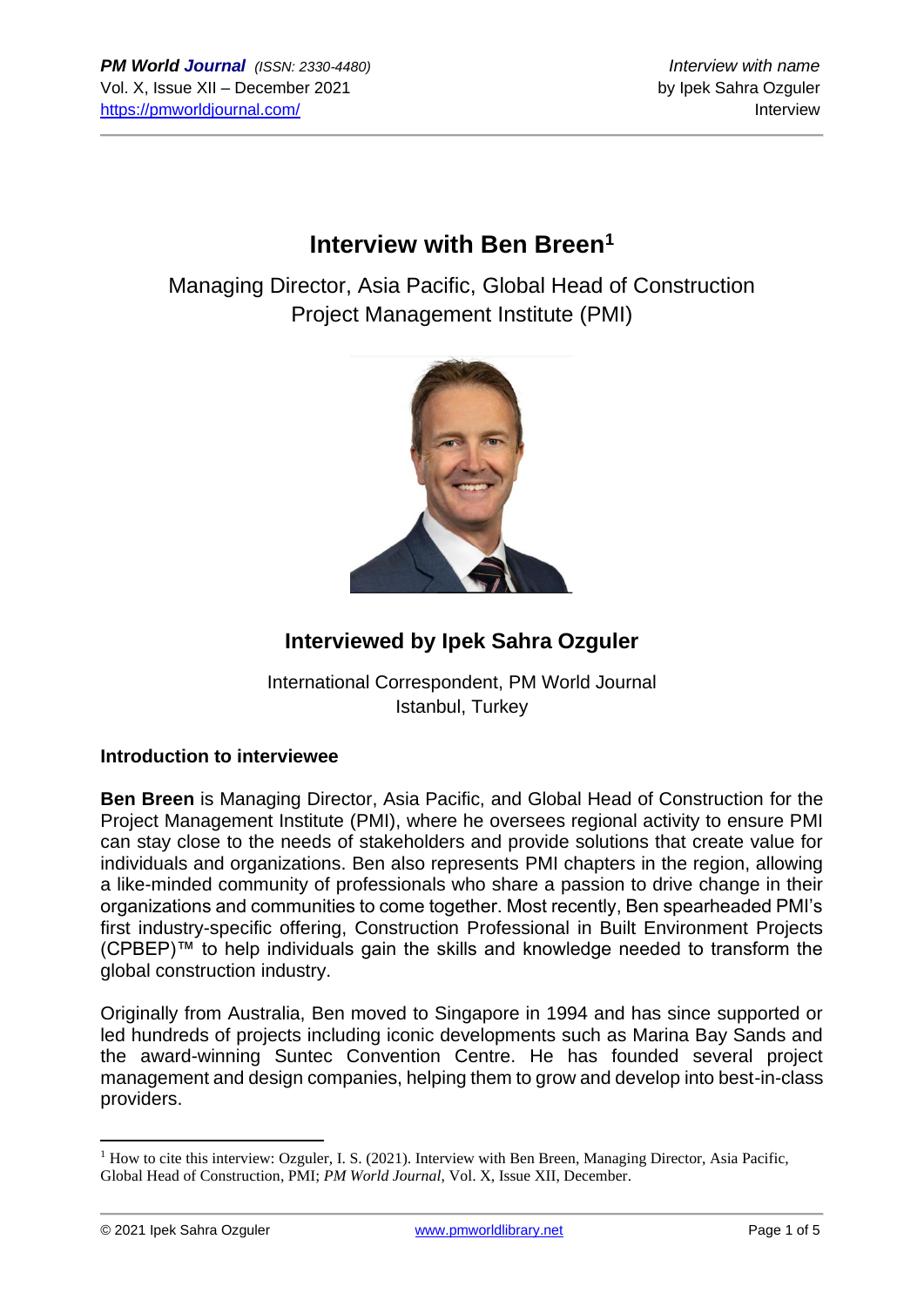# Interview with Ben Breen[1]

Managing Director, Asia Pacific, Global Head of Construction
Project Management Institute (PMI)

## Interviewed by Ipek Sahra Ozguler

International Correspondent, PM World Journal
Istanbul, Turkey

### Introduction to interviewee

**Ben Breen** is Managing Director, Asia Pacific, and Global Head of Construction for the Project Management Institute (PMI), where he oversees regional activity to ensure PMI can stay close to the needs of stakeholders and provide solutions that create value for individuals and organizations. Ben also represents PMI chapters in the region, allowing a like-minded community of professionals who share a passion to drive change in their organizations and communities to come together. Most recently, Ben spearheaded PMI's first industry-specific offering, Construction Professional in Built Environment Projects (CPBEP)™ to help individuals gain the skills and knowledge needed to transform the global construction industry.

Originally from Australia, Ben moved to Singapore in 1994 and has since supported or led hundreds of projects including iconic developments such as Marina Bay Sands and the award-winning Suntec Convention Centre. He has founded several project management and design companies, helping them to grow and develop into best-in-class providers.

---

[1] How to cite this interview: Ozguler, I. S. (2021). Interview with Ben Breen, Managing Director, Asia Pacific, Global Head of Construction, PMI; *PM World Journal*, Vol. X, Issue XII, December.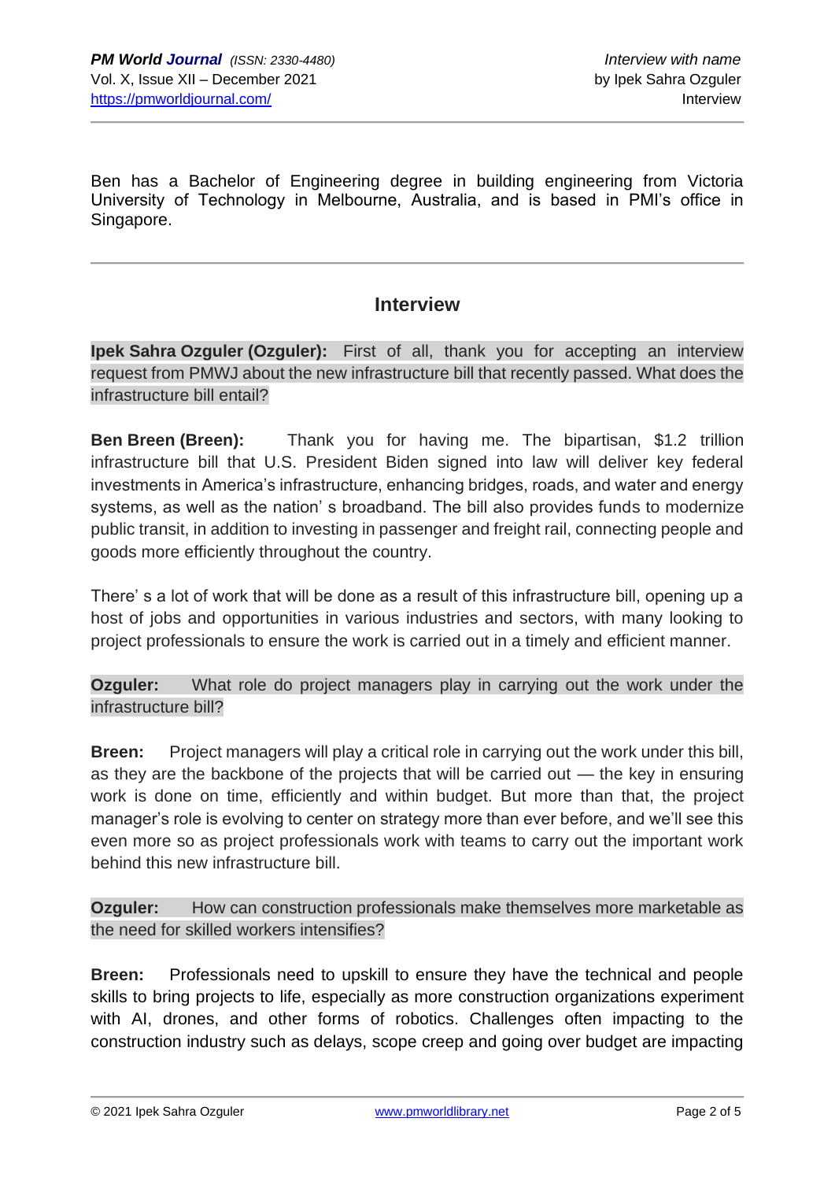Ben has a Bachelor of Engineering degree in building engineering from Victoria University of Technology in Melbourne, Australia, and is based in PMI's office in Singapore.

---

## Interview

**Ipek Sahra Ozguler (Ozguler):** First of all, thank you for accepting an interview request from PMWJ about the new infrastructure bill that recently passed. What does the infrastructure bill entail?

**Ben Breen (Breen):** Thank you for having me. The bipartisan, $1.2 trillion infrastructure bill that U.S. President Biden signed into law will deliver key federal investments in America's infrastructure, enhancing bridges, roads, and water and energy systems, as well as the nation' s broadband. The bill also provides funds to modernize public transit, in addition to investing in passenger and freight rail, connecting people and goods more efficiently throughout the country.

There' s a lot of work that will be done as a result of this infrastructure bill, opening up a host of jobs and opportunities in various industries and sectors, with many looking to project professionals to ensure the work is carried out in a timely and efficient manner.

**Ozguler:** What role do project managers play in carrying out the work under the infrastructure bill?

**Breen:** Project managers will play a critical role in carrying out the work under this bill, as they are the backbone of the projects that will be carried out — the key in ensuring work is done on time, efficiently and within budget. But more than that, the project manager's role is evolving to center on strategy more than ever before, and we'll see this even more so as project professionals work with teams to carry out the important work behind this new infrastructure bill.

**Ozguler:** How can construction professionals make themselves more marketable as the need for skilled workers intensifies?

**Breen:** Professionals need to upskill to ensure they have the technical and people skills to bring projects to life, especially as more construction organizations experiment with AI, drones, and other forms of robotics. Challenges often impacting to the construction industry such as delays, scope creep and going over budget are impacting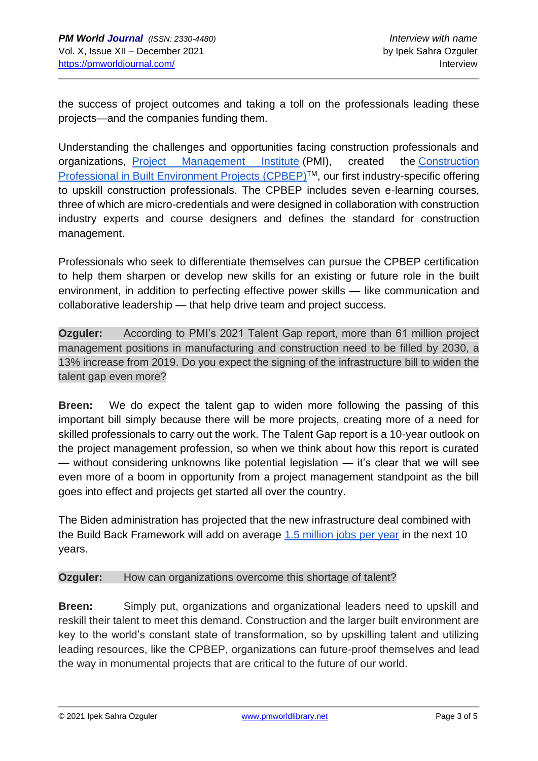the success of project outcomes and taking a toll on the professionals leading these projects—and the companies funding them.

Understanding the challenges and opportunities facing construction professionals and organizations, Project Management Institute (PMI), created the Construction Professional in Built Environment Projects (CPBEP)™, our first industry-specific offering to upskill construction professionals. The CPBEP includes seven e-learning courses, three of which are micro-credentials and were designed in collaboration with construction industry experts and course designers and defines the standard for construction management.

Professionals who seek to differentiate themselves can pursue the CPBEP certification to help them sharpen or develop new skills for an existing or future role in the built environment, in addition to perfecting effective power skills — like communication and collaborative leadership — that help drive team and project success.

**Ozguler:** According to PMI's 2021 Talent Gap report, more than 61 million project management positions in manufacturing and construction need to be filled by 2030, a 13% increase from 2019. Do you expect the signing of the infrastructure bill to widen the talent gap even more?

**Breen:** We do expect the talent gap to widen more following the passing of this important bill simply because there will be more projects, creating more of a need for skilled professionals to carry out the work. The Talent Gap report is a 10-year outlook on the project management profession, so when we think about how this report is curated — without considering unknowns like potential legislation — it's clear that we will see even more of a boom in opportunity from a project management standpoint as the bill goes into effect and projects get started all over the country.

The Biden administration has projected that the new infrastructure deal combined with the Build Back Framework will add on average 1.5 million jobs per year in the next 10 years.

**Ozguler:** How can organizations overcome this shortage of talent?

**Breen:** Simply put, organizations and organizational leaders need to upskill and reskill their talent to meet this demand. Construction and the larger built environment are key to the world's constant state of transformation, so by upskilling talent and utilizing leading resources, like the CPBEP, organizations can future-proof themselves and lead the way in monumental projects that are critical to the future of our world.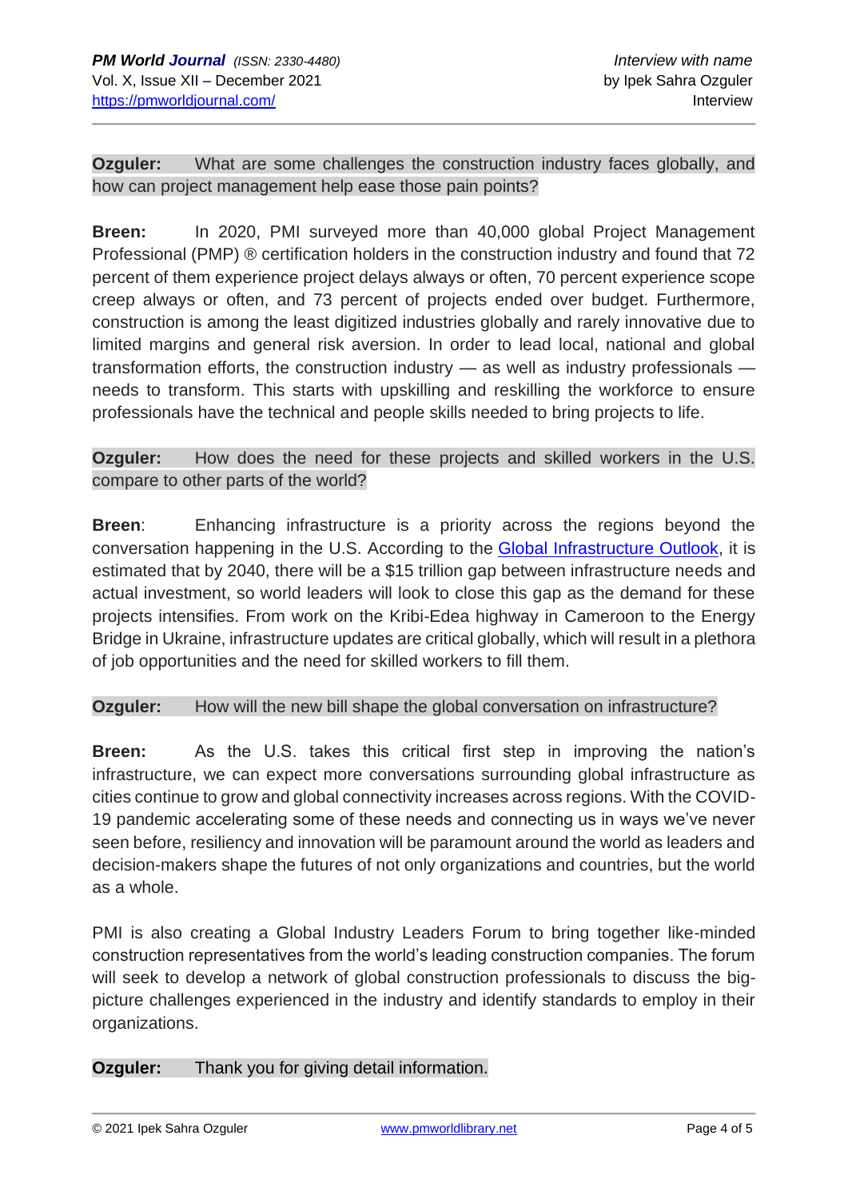**Ozguler:** What are some challenges the construction industry faces globally, and how can project management help ease those pain points?

**Breen:** In 2020, PMI surveyed more than 40,000 global Project Management Professional (PMP) ® certification holders in the construction industry and found that 72 percent of them experience project delays always or often, 70 percent experience scope creep always or often, and 73 percent of projects ended over budget. Furthermore, construction is among the least digitized industries globally and rarely innovative due to limited margins and general risk aversion. In order to lead local, national and global transformation efforts, the construction industry — as well as industry professionals — needs to transform. This starts with upskilling and reskilling the workforce to ensure professionals have the technical and people skills needed to bring projects to life.

**Ozguler:** How does the need for these projects and skilled workers in the U.S. compare to other parts of the world?

**Breen**: Enhancing infrastructure is a priority across the regions beyond the conversation happening in the U.S. According to the [Global Infrastructure Outlook](), it is estimated that by 2040, there will be a $15 trillion gap between infrastructure needs and actual investment, so world leaders will look to close this gap as the demand for these projects intensifies. From work on the Kribi-Edea highway in Cameroon to the Energy Bridge in Ukraine, infrastructure updates are critical globally, which will result in a plethora of job opportunities and the need for skilled workers to fill them.

**Ozguler:** How will the new bill shape the global conversation on infrastructure?

**Breen:** As the U.S. takes this critical first step in improving the nation's infrastructure, we can expect more conversations surrounding global infrastructure as cities continue to grow and global connectivity increases across regions. With the COVID-19 pandemic accelerating some of these needs and connecting us in ways we've never seen before, resiliency and innovation will be paramount around the world as leaders and decision-makers shape the futures of not only organizations and countries, but the world as a whole.

PMI is also creating a Global Industry Leaders Forum to bring together like-minded construction representatives from the world's leading construction companies. The forum will seek to develop a network of global construction professionals to discuss the big-picture challenges experienced in the industry and identify standards to employ in their organizations.

**Ozguler:** Thank you for giving detail information.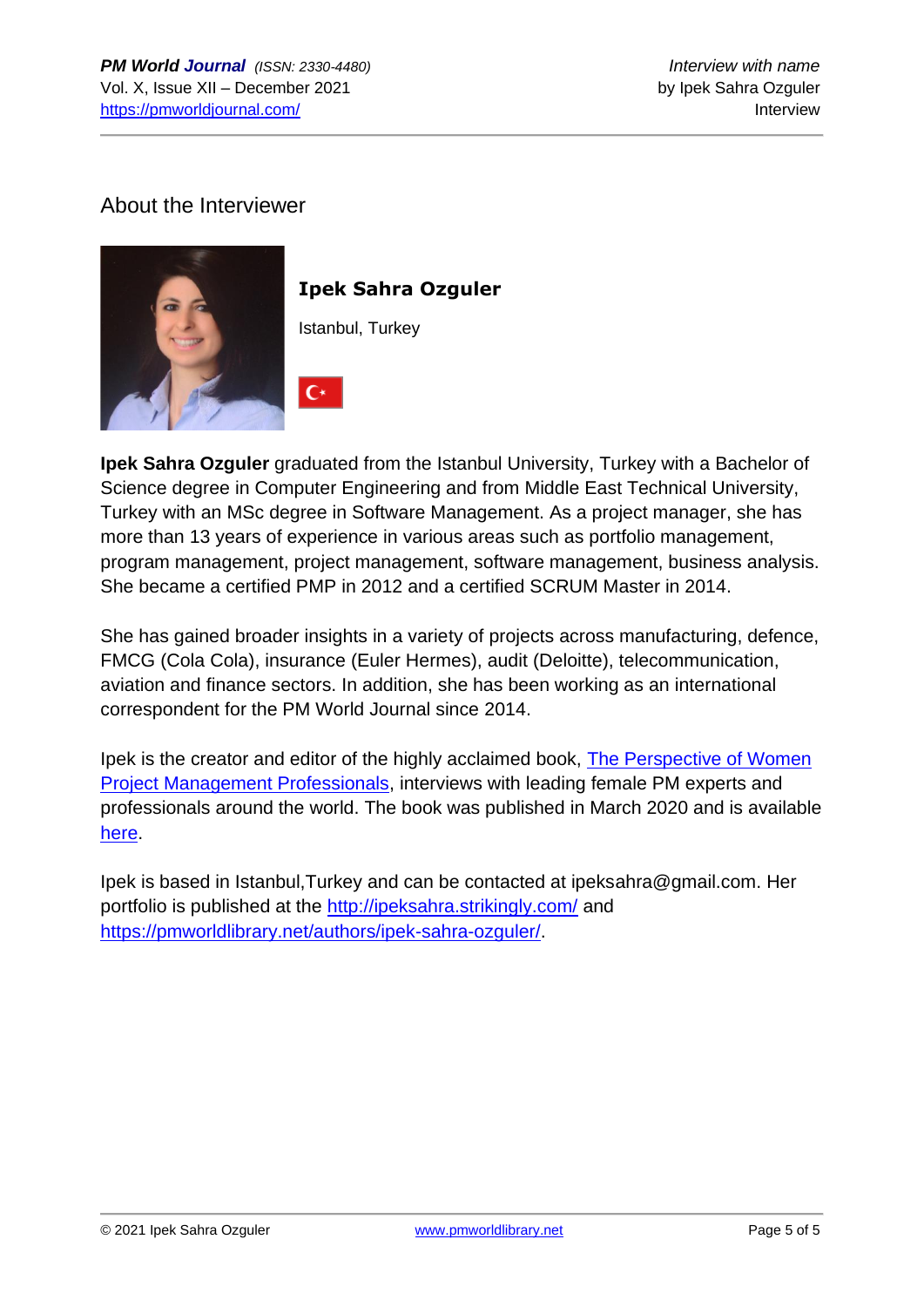## About the Interviewer

### Ipek Sahra Ozguler

Istanbul, Turkey

**Ipek Sahra Ozguler** graduated from the Istanbul University, Turkey with a Bachelor of Science degree in Computer Engineering and from Middle East Technical University, Turkey with an MSc degree in Software Management. As a project manager, she has more than 13 years of experience in various areas such as portfolio management, program management, project management, software management, business analysis. She became a certified PMP in 2012 and a certified SCRUM Master in 2014.

She has gained broader insights in a variety of projects across manufacturing, defence, FMCG (Cola Cola), insurance (Euler Hermes), audit (Deloitte), telecommunication, aviation and finance sectors. In addition, she has been working as an international correspondent for the PM World Journal since 2014.

Ipek is the creator and editor of the highly acclaimed book, The Perspective of Women Project Management Professionals, interviews with leading female PM experts and professionals around the world. The book was published in March 2020 and is available here.

Ipek is based in Istanbul,Turkey and can be contacted at ipeksahra@gmail.com. Her portfolio is published at the http://ipeksahra.strikingly.com/ and https://pmworldlibrary.net/authors/ipek-sahra-ozguler/.